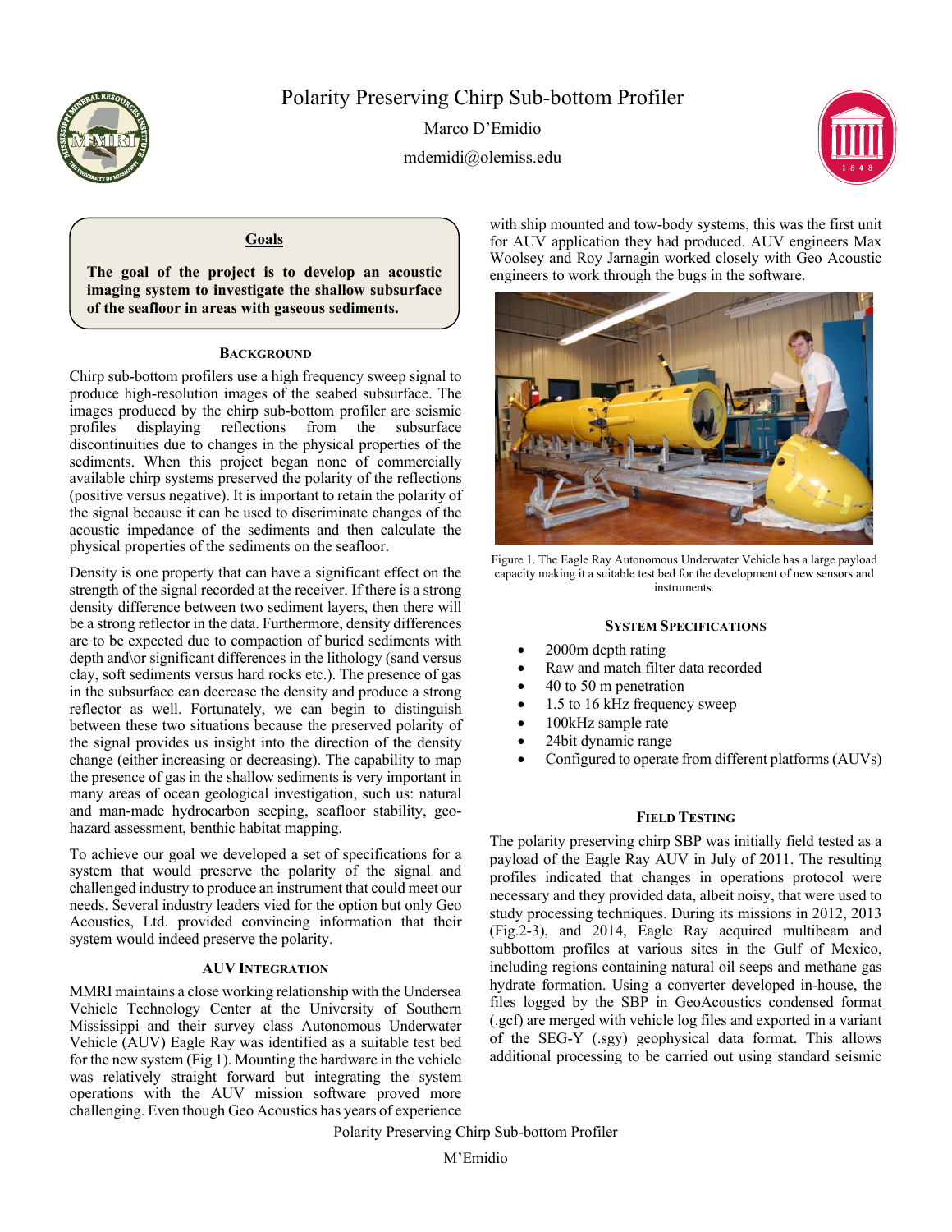# Polarity Preserving Chirp Sub-bottom Profiler

Marco D'Emidio

mdemidi@olemiss.edu

## Goals

**The goal of the project is to develop an acoustic imaging system to investigate the shallow subsurface of the seafloor in areas with gaseous sediments.**

## Background

Chirp sub-bottom profilers use a high frequency sweep signal to produce high-resolution images of the seabed subsurface. The images produced by the chirp sub-bottom profiler are seismic profiles displaying reflections from the subsurface discontinuities due to changes in the physical properties of the sediments. When this project began none of commercially available chirp systems preserved the polarity of the reflections (positive versus negative). It is important to retain the polarity of the signal because it can be used to discriminate changes of the acoustic impedance of the sediments and then calculate the physical properties of the sediments on the seafloor.

Density is one property that can have a significant effect on the strength of the signal recorded at the receiver. If there is a strong density difference between two sediment layers, then there will be a strong reflector in the data. Furthermore, density differences are to be expected due to compaction of buried sediments with depth and\or significant differences in the lithology (sand versus clay, soft sediments versus hard rocks etc.). The presence of gas in the subsurface can decrease the density and produce a strong reflector as well. Fortunately, we can begin to distinguish between these two situations because the preserved polarity of the signal provides us insight into the direction of the density change (either increasing or decreasing). The capability to map the presence of gas in the shallow sediments is very important in many areas of ocean geological investigation, such us: natural and man-made hydrocarbon seeping, seafloor stability, geo-hazard assessment, benthic habitat mapping.

To achieve our goal we developed a set of specifications for a system that would preserve the polarity of the signal and challenged industry to produce an instrument that could meet our needs. Several industry leaders vied for the option but only Geo Acoustics, Ltd. provided convincing information that their system would indeed preserve the polarity.

## AUV Integration

MMRI maintains a close working relationship with the Undersea Vehicle Technology Center at the University of Southern Mississippi and their survey class Autonomous Underwater Vehicle (AUV) Eagle Ray was identified as a suitable test bed for the new system (Fig 1). Mounting the hardware in the vehicle was relatively straight forward but integrating the system operations with the AUV mission software proved more challenging. Even though Geo Acoustics has years of experience with ship mounted and tow-body systems, this was the first unit for AUV application they had produced. AUV engineers Max Woolsey and Roy Jarnagin worked closely with Geo Acoustic engineers to work through the bugs in the software.

Figure 1. The Eagle Ray Autonomous Underwater Vehicle has a large payload capacity making it a suitable test bed for the development of new sensors and instruments.

## System Specifications

- 2000m depth rating
- Raw and match filter data recorded
- 40 to 50 m penetration
- 1.5 to 16 kHz frequency sweep
- 100kHz sample rate
- 24bit dynamic range
- Configured to operate from different platforms (AUVs)

## Field Testing

The polarity preserving chirp SBP was initially field tested as a payload of the Eagle Ray AUV in July of 2011. The resulting profiles indicated that changes in operations protocol were necessary and they provided data, albeit noisy, that were used to study processing techniques. During its missions in 2012, 2013 (Fig.2-3), and 2014, Eagle Ray acquired multibeam and subbottom profiles at various sites in the Gulf of Mexico, including regions containing natural oil seeps and methane gas hydrate formation. Using a converter developed in-house, the files logged by the SBP in GeoAcoustics condensed format (.gcf) are merged with vehicle log files and exported in a variant of the SEG-Y (.sgy) geophysical data format. This allows additional processing to be carried out using standard seismic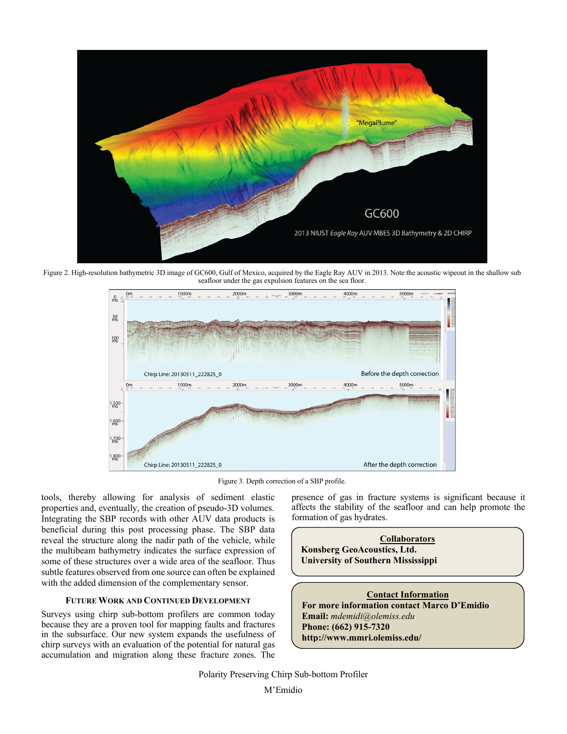Figure 2. High-resolution bathymetric 3D image of GC600, Gulf of Mexico, acquired by the Eagle Ray AUV in 2013. Note the acoustic wipeout in the shallow sub seafloor under the gas expulsion features on the sea floor.

Figure 3. Depth correction of a SBP profile.

tools, thereby allowing for analysis of sediment elastic properties and, eventually, the creation of pseudo-3D volumes. Integrating the SBP records with other AUV data products is beneficial during this post processing phase. The SBP data reveal the structure along the nadir path of the vehicle, while the multibeam bathymetry indicates the surface expression of some of these structures over a wide area of the seafloor. Thus subtle features observed from one source can often be explained with the added dimension of the complementary sensor.

### Future Work and Continued Development

Surveys using chirp sub-bottom profilers are common today because they are a proven tool for mapping faults and fractures in the subsurface. Our new system expands the usefulness of chirp surveys with an evaluation of the potential for natural gas accumulation and migration along these fracture zones. The presence of gas in fracture systems is significant because it affects the stability of the seafloor and can help promote the formation of gas hydrates.

**Collaborators**

**Konsberg GeoAcoustics, Ltd.**
**University of Southern Mississippi**

**Contact Information**

**For more information contact Marco D'Emidio**
**Email:** *mdemidi@olemiss.edu*
**Phone: (662) 915-7320**
**http://www.mmri.olemiss.edu/**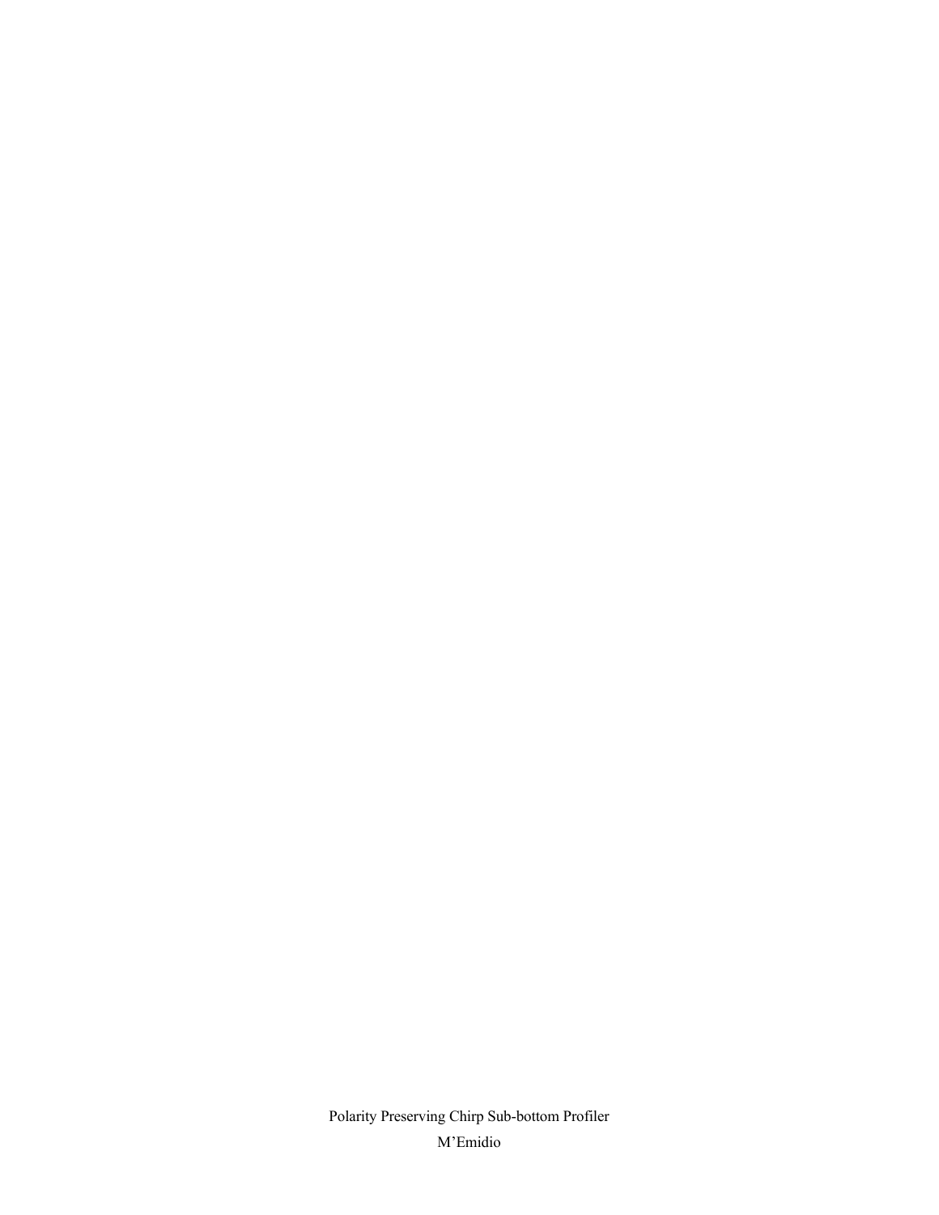Polarity Preserving Chirp Sub-bottom Profiler

M'Emidio